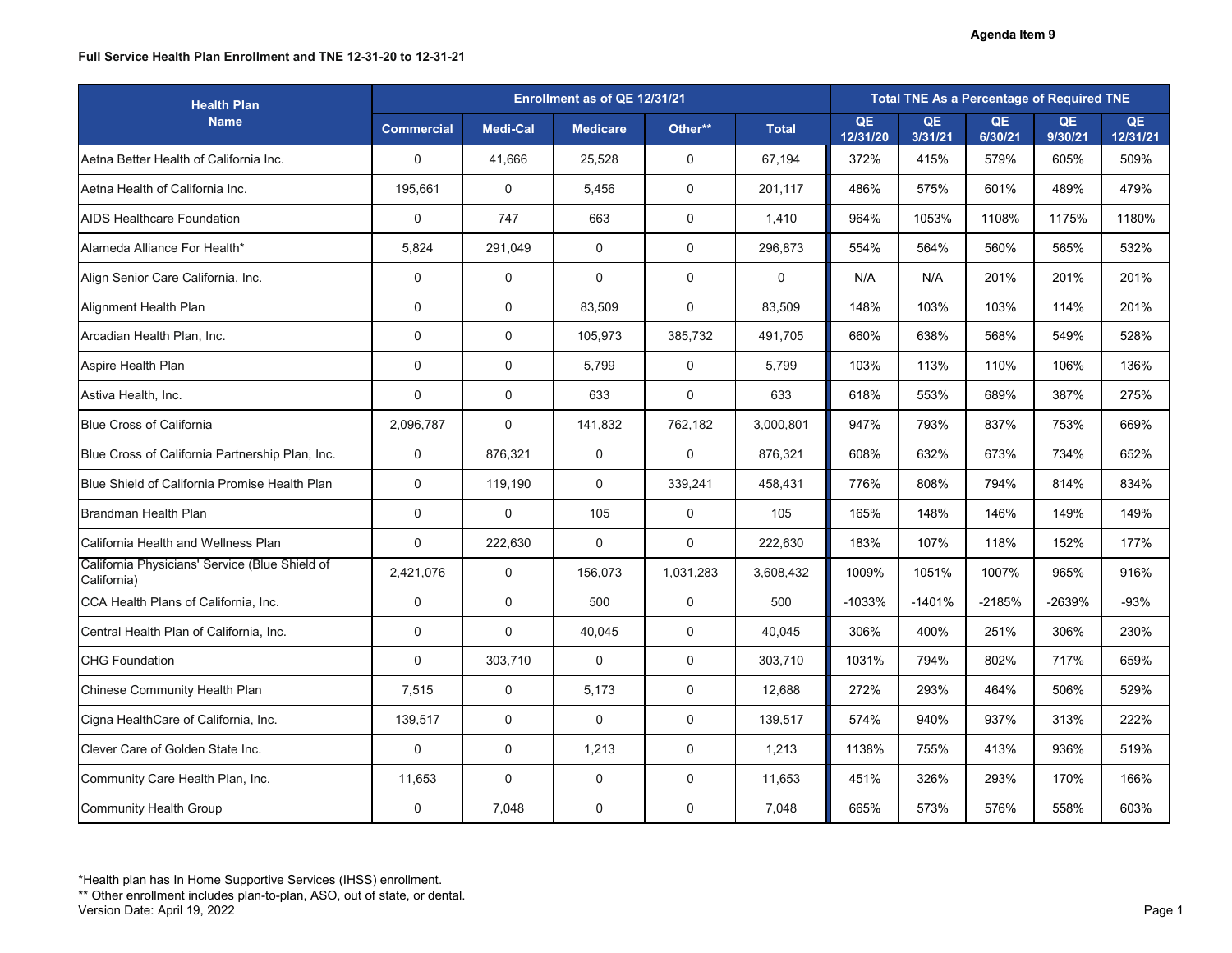Agenda Item 9

**Full Service Health Plan Enrollment and TNE 12-31-20 to 12-31-21**

| Health Plan Name | Enrollment as of QE 12/31/21 | | | | | Total TNE As a Percentage of Required TNE | | | | |
|---|---|---|---|---|---|---|---|---|---|---|
| | Commercial | Medi-Cal | Medicare | Other** | Total | QE 12/31/20 | QE 3/31/21 | QE 6/30/21 | QE 9/30/21 | QE 12/31/21 |
| Aetna Better Health of California Inc. | 0 | 41,666 | 25,528 | 0 | 67,194 | 372% | 415% | 579% | 605% | 509% |
| Aetna Health of California Inc. | 195,661 | 0 | 5,456 | 0 | 201,117 | 486% | 575% | 601% | 489% | 479% |
| AIDS Healthcare Foundation | 0 | 747 | 663 | 0 | 1,410 | 964% | 1053% | 1108% | 1175% | 1180% |
| Alameda Alliance For Health* | 5,824 | 291,049 | 0 | 0 | 296,873 | 554% | 564% | 560% | 565% | 532% |
| Align Senior Care California, Inc. | 0 | 0 | 0 | 0 | 0 | N/A | N/A | 201% | 201% | 201% |
| Alignment Health Plan | 0 | 0 | 83,509 | 0 | 83,509 | 148% | 103% | 103% | 114% | 201% |
| Arcadian Health Plan, Inc. | 0 | 0 | 105,973 | 385,732 | 491,705 | 660% | 638% | 568% | 549% | 528% |
| Aspire Health Plan | 0 | 0 | 5,799 | 0 | 5,799 | 103% | 113% | 110% | 106% | 136% |
| Astiva Health, Inc. | 0 | 0 | 633 | 0 | 633 | 618% | 553% | 689% | 387% | 275% |
| Blue Cross of California | 2,096,787 | 0 | 141,832 | 762,182 | 3,000,801 | 947% | 793% | 837% | 753% | 669% |
| Blue Cross of California Partnership Plan, Inc. | 0 | 876,321 | 0 | 0 | 876,321 | 608% | 632% | 673% | 734% | 652% |
| Blue Shield of California Promise Health Plan | 0 | 119,190 | 0 | 339,241 | 458,431 | 776% | 808% | 794% | 814% | 834% |
| Brandman Health Plan | 0 | 0 | 105 | 0 | 105 | 165% | 148% | 146% | 149% | 149% |
| California Health and Wellness Plan | 0 | 222,630 | 0 | 0 | 222,630 | 183% | 107% | 118% | 152% | 177% |
| California Physicians' Service (Blue Shield of California) | 2,421,076 | 0 | 156,073 | 1,031,283 | 3,608,432 | 1009% | 1051% | 1007% | 965% | 916% |
| CCA Health Plans of California, Inc. | 0 | 0 | 500 | 0 | 500 | -1033% | -1401% | -2185% | -2639% | -93% |
| Central Health Plan of California, Inc. | 0 | 0 | 40,045 | 0 | 40,045 | 306% | 400% | 251% | 306% | 230% |
| CHG Foundation | 0 | 303,710 | 0 | 0 | 303,710 | 1031% | 794% | 802% | 717% | 659% |
| Chinese Community Health Plan | 7,515 | 0 | 5,173 | 0 | 12,688 | 272% | 293% | 464% | 506% | 529% |
| Cigna HealthCare of California, Inc. | 139,517 | 0 | 0 | 0 | 139,517 | 574% | 940% | 937% | 313% | 222% |
| Clever Care of Golden State Inc. | 0 | 0 | 1,213 | 0 | 1,213 | 1138% | 755% | 413% | 936% | 519% |
| Community Care Health Plan, Inc. | 11,653 | 0 | 0 | 0 | 11,653 | 451% | 326% | 293% | 170% | 166% |
| Community Health Group | 0 | 7,048 | 0 | 0 | 7,048 | 665% | 573% | 576% | 558% | 603% |

*Health plan has In Home Supportive Services (IHSS) enrollment.
** Other enrollment includes plan-to-plan, ASO, out of state, or dental.
Version Date: April 19, 2022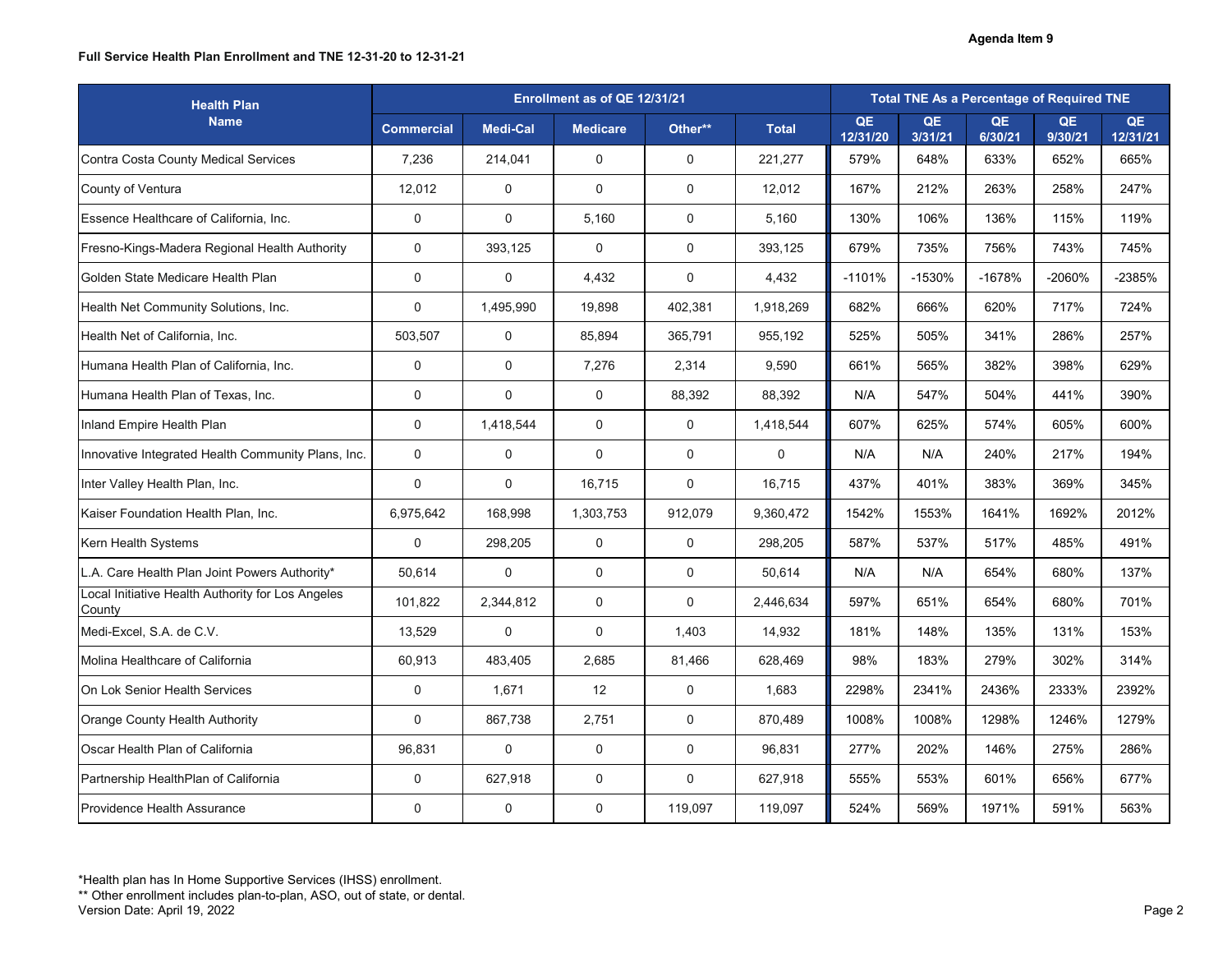Agenda Item 9

**Full Service Health Plan Enrollment and TNE 12-31-20 to 12-31-21**

| Health Plan Name | Enrollment as of QE 12/31/21 | | | | | Total TNE As a Percentage of Required TNE | | | | |
|---|---|---|---|---|---|---|---|---|---|---|
| | Commercial | Medi-Cal | Medicare | Other** | Total | QE 12/31/20 | QE 3/31/21 | QE 6/30/21 | QE 9/30/21 | QE 12/31/21 |
| Contra Costa County Medical Services | 7,236 | 214,041 | 0 | 0 | 221,277 | 579% | 648% | 633% | 652% | 665% |
| County of Ventura | 12,012 | 0 | 0 | 0 | 12,012 | 167% | 212% | 263% | 258% | 247% |
| Essence Healthcare of California, Inc. | 0 | 0 | 5,160 | 0 | 5,160 | 130% | 106% | 136% | 115% | 119% |
| Fresno-Kings-Madera Regional Health Authority | 0 | 393,125 | 0 | 0 | 393,125 | 679% | 735% | 756% | 743% | 745% |
| Golden State Medicare Health Plan | 0 | 0 | 4,432 | 0 | 4,432 | -1101% | -1530% | -1678% | -2060% | -2385% |
| Health Net Community Solutions, Inc. | 0 | 1,495,990 | 19,898 | 402,381 | 1,918,269 | 682% | 666% | 620% | 717% | 724% |
| Health Net of California, Inc. | 503,507 | 0 | 85,894 | 365,791 | 955,192 | 525% | 505% | 341% | 286% | 257% |
| Humana Health Plan of California, Inc. | 0 | 0 | 7,276 | 2,314 | 9,590 | 661% | 565% | 382% | 398% | 629% |
| Humana Health Plan of Texas, Inc. | 0 | 0 | 0 | 88,392 | 88,392 | N/A | 547% | 504% | 441% | 390% |
| Inland Empire Health Plan | 0 | 1,418,544 | 0 | 0 | 1,418,544 | 607% | 625% | 574% | 605% | 600% |
| Innovative Integrated Health Community Plans, Inc. | 0 | 0 | 0 | 0 | 0 | N/A | N/A | 240% | 217% | 194% |
| Inter Valley Health Plan, Inc. | 0 | 0 | 16,715 | 0 | 16,715 | 437% | 401% | 383% | 369% | 345% |
| Kaiser Foundation Health Plan, Inc. | 6,975,642 | 168,998 | 1,303,753 | 912,079 | 9,360,472 | 1542% | 1553% | 1641% | 1692% | 2012% |
| Kern Health Systems | 0 | 298,205 | 0 | 0 | 298,205 | 587% | 537% | 517% | 485% | 491% |
| L.A. Care Health Plan Joint Powers Authority* | 50,614 | 0 | 0 | 0 | 50,614 | N/A | N/A | 654% | 680% | 137% |
| Local Initiative Health Authority for Los Angeles County | 101,822 | 2,344,812 | 0 | 0 | 2,446,634 | 597% | 651% | 654% | 680% | 701% |
| Medi-Excel, S.A. de C.V. | 13,529 | 0 | 0 | 1,403 | 14,932 | 181% | 148% | 135% | 131% | 153% |
| Molina Healthcare of California | 60,913 | 483,405 | 2,685 | 81,466 | 628,469 | 98% | 183% | 279% | 302% | 314% |
| On Lok Senior Health Services | 0 | 1,671 | 12 | 0 | 1,683 | 2298% | 2341% | 2436% | 2333% | 2392% |
| Orange County Health Authority | 0 | 867,738 | 2,751 | 0 | 870,489 | 1008% | 1008% | 1298% | 1246% | 1279% |
| Oscar Health Plan of California | 96,831 | 0 | 0 | 0 | 96,831 | 277% | 202% | 146% | 275% | 286% |
| Partnership HealthPlan of California | 0 | 627,918 | 0 | 0 | 627,918 | 555% | 553% | 601% | 656% | 677% |
| Providence Health Assurance | 0 | 0 | 0 | 119,097 | 119,097 | 524% | 569% | 1971% | 591% | 563% |

*Health plan has In Home Supportive Services (IHSS) enrollment.

** Other enrollment includes plan-to-plan, ASO, out of state, or dental.

Version Date: April 19, 2022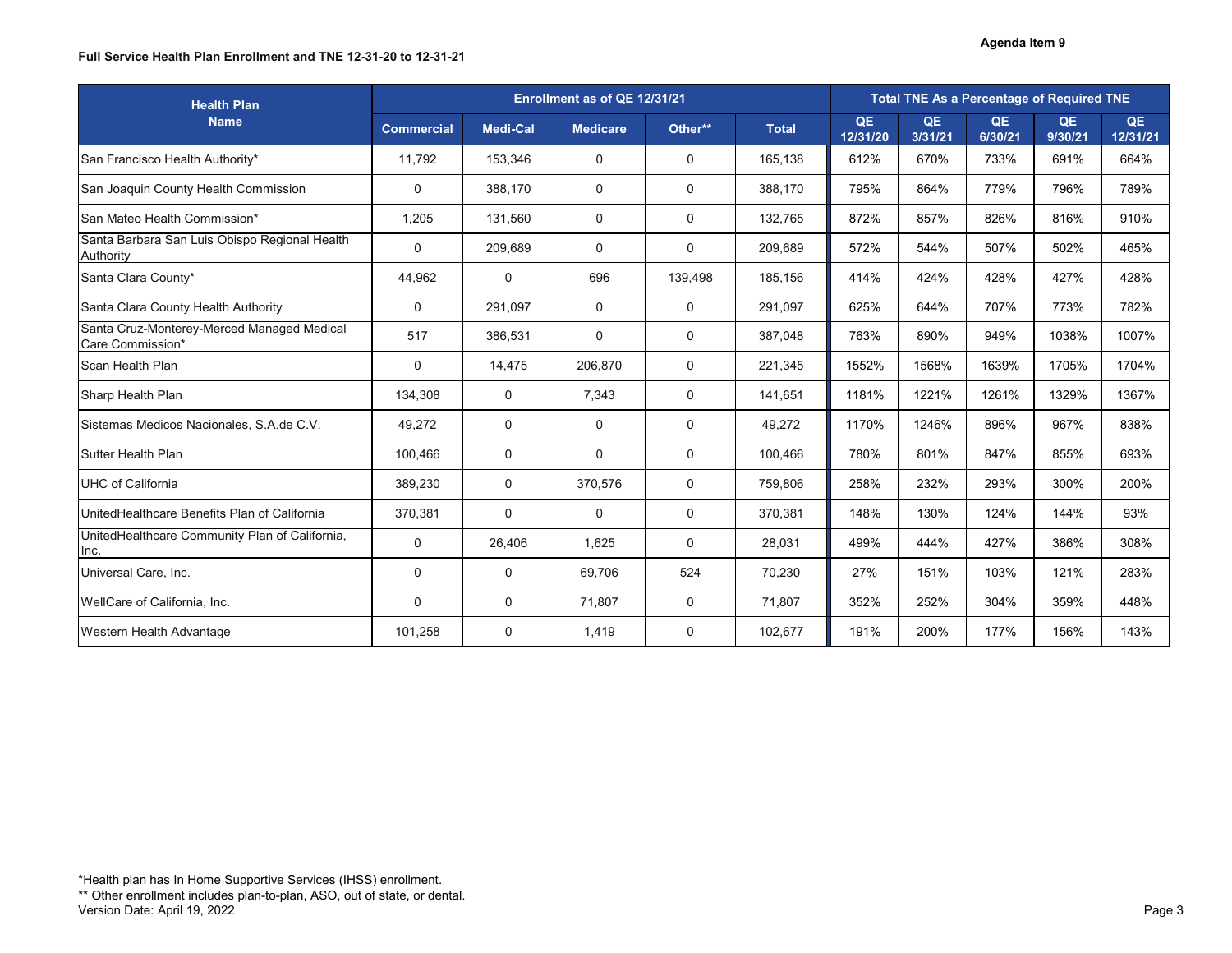Agenda Item 9

**Full Service Health Plan Enrollment and TNE 12-31-20 to 12-31-21**

| Health Plan Name | Enrollment as of QE 12/31/21 | | | | | Total TNE As a Percentage of Required TNE | | | | |
|---|---|---|---|---|---|---|---|---|---|---|
| | Commercial | Medi-Cal | Medicare | Other** | Total | QE 12/31/20 | QE 3/31/21 | QE 6/30/21 | QE 9/30/21 | QE 12/31/21 |
| San Francisco Health Authority* | 11,792 | 153,346 | 0 | 0 | 165,138 | 612% | 670% | 733% | 691% | 664% |
| San Joaquin County Health Commission | 0 | 388,170 | 0 | 0 | 388,170 | 795% | 864% | 779% | 796% | 789% |
| San Mateo Health Commission* | 1,205 | 131,560 | 0 | 0 | 132,765 | 872% | 857% | 826% | 816% | 910% |
| Santa Barbara San Luis Obispo Regional Health Authority | 0 | 209,689 | 0 | 0 | 209,689 | 572% | 544% | 507% | 502% | 465% |
| Santa Clara County* | 44,962 | 0 | 696 | 139,498 | 185,156 | 414% | 424% | 428% | 427% | 428% |
| Santa Clara County Health Authority | 0 | 291,097 | 0 | 0 | 291,097 | 625% | 644% | 707% | 773% | 782% |
| Santa Cruz-Monterey-Merced Managed Medical Care Commission* | 517 | 386,531 | 0 | 0 | 387,048 | 763% | 890% | 949% | 1038% | 1007% |
| Scan Health Plan | 0 | 14,475 | 206,870 | 0 | 221,345 | 1552% | 1568% | 1639% | 1705% | 1704% |
| Sharp Health Plan | 134,308 | 0 | 7,343 | 0 | 141,651 | 1181% | 1221% | 1261% | 1329% | 1367% |
| Sistemas Medicos Nacionales, S.A.de C.V. | 49,272 | 0 | 0 | 0 | 49,272 | 1170% | 1246% | 896% | 967% | 838% |
| Sutter Health Plan | 100,466 | 0 | 0 | 0 | 100,466 | 780% | 801% | 847% | 855% | 693% |
| UHC of California | 389,230 | 0 | 370,576 | 0 | 759,806 | 258% | 232% | 293% | 300% | 200% |
| UnitedHealthcare Benefits Plan of California | 370,381 | 0 | 0 | 0 | 370,381 | 148% | 130% | 124% | 144% | 93% |
| UnitedHealthcare Community Plan of California, Inc. | 0 | 26,406 | 1,625 | 0 | 28,031 | 499% | 444% | 427% | 386% | 308% |
| Universal Care, Inc. | 0 | 0 | 69,706 | 524 | 70,230 | 27% | 151% | 103% | 121% | 283% |
| WellCare of California, Inc. | 0 | 0 | 71,807 | 0 | 71,807 | 352% | 252% | 304% | 359% | 448% |
| Western Health Advantage | 101,258 | 0 | 1,419 | 0 | 102,677 | 191% | 200% | 177% | 156% | 143% |

*Health plan has In Home Supportive Services (IHSS) enrollment.
** Other enrollment includes plan-to-plan, ASO, out of state, or dental.
Version Date: April 19, 2022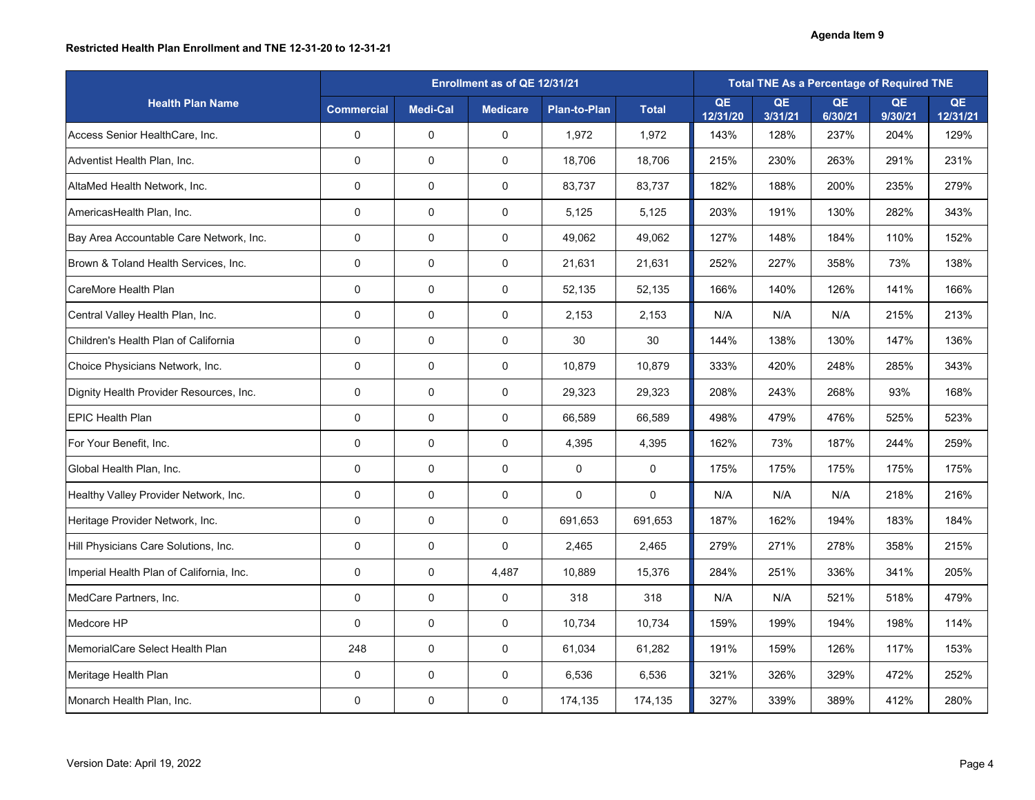Agenda Item 9

**Restricted Health Plan Enrollment and TNE 12-31-20 to 12-31-21**

| Health Plan Name | Enrollment as of QE 12/31/21 | | | | | Total TNE As a Percentage of Required TNE | | | | |
|---|---|---|---|---|---|---|---|---|---|---|
| | Commercial | Medi-Cal | Medicare | Plan-to-Plan | Total | QE 12/31/20 | QE 3/31/21 | QE 6/30/21 | QE 9/30/21 | QE 12/31/21 |
| Access Senior HealthCare, Inc. | 0 | 0 | 0 | 1,972 | 1,972 | 143% | 128% | 237% | 204% | 129% |
| Adventist Health Plan, Inc. | 0 | 0 | 0 | 18,706 | 18,706 | 215% | 230% | 263% | 291% | 231% |
| AltaMed Health Network, Inc. | 0 | 0 | 0 | 83,737 | 83,737 | 182% | 188% | 200% | 235% | 279% |
| AmericasHealth Plan, Inc. | 0 | 0 | 0 | 5,125 | 5,125 | 203% | 191% | 130% | 282% | 343% |
| Bay Area Accountable Care Network, Inc. | 0 | 0 | 0 | 49,062 | 49,062 | 127% | 148% | 184% | 110% | 152% |
| Brown & Toland Health Services, Inc. | 0 | 0 | 0 | 21,631 | 21,631 | 252% | 227% | 358% | 73% | 138% |
| CareMore Health Plan | 0 | 0 | 0 | 52,135 | 52,135 | 166% | 140% | 126% | 141% | 166% |
| Central Valley Health Plan, Inc. | 0 | 0 | 0 | 2,153 | 2,153 | N/A | N/A | N/A | 215% | 213% |
| Children's Health Plan of California | 0 | 0 | 0 | 30 | 30 | 144% | 138% | 130% | 147% | 136% |
| Choice Physicians Network, Inc. | 0 | 0 | 0 | 10,879 | 10,879 | 333% | 420% | 248% | 285% | 343% |
| Dignity Health Provider Resources, Inc. | 0 | 0 | 0 | 29,323 | 29,323 | 208% | 243% | 268% | 93% | 168% |
| EPIC Health Plan | 0 | 0 | 0 | 66,589 | 66,589 | 498% | 479% | 476% | 525% | 523% |
| For Your Benefit, Inc. | 0 | 0 | 0 | 4,395 | 4,395 | 162% | 73% | 187% | 244% | 259% |
| Global Health Plan, Inc. | 0 | 0 | 0 | 0 | 0 | 175% | 175% | 175% | 175% | 175% |
| Healthy Valley Provider Network, Inc. | 0 | 0 | 0 | 0 | 0 | N/A | N/A | N/A | 218% | 216% |
| Heritage Provider Network, Inc. | 0 | 0 | 0 | 691,653 | 691,653 | 187% | 162% | 194% | 183% | 184% |
| Hill Physicians Care Solutions, Inc. | 0 | 0 | 0 | 2,465 | 2,465 | 279% | 271% | 278% | 358% | 215% |
| Imperial Health Plan of California, Inc. | 0 | 0 | 4,487 | 10,889 | 15,376 | 284% | 251% | 336% | 341% | 205% |
| MedCare Partners, Inc. | 0 | 0 | 0 | 318 | 318 | N/A | N/A | 521% | 518% | 479% |
| Medcore HP | 0 | 0 | 0 | 10,734 | 10,734 | 159% | 199% | 194% | 198% | 114% |
| MemorialCare Select Health Plan | 248 | 0 | 0 | 61,034 | 61,282 | 191% | 159% | 126% | 117% | 153% |
| Meritage Health Plan | 0 | 0 | 0 | 6,536 | 6,536 | 321% | 326% | 329% | 472% | 252% |
| Monarch Health Plan, Inc. | 0 | 0 | 0 | 174,135 | 174,135 | 327% | 339% | 389% | 412% | 280% |

Version Date: April 19, 2022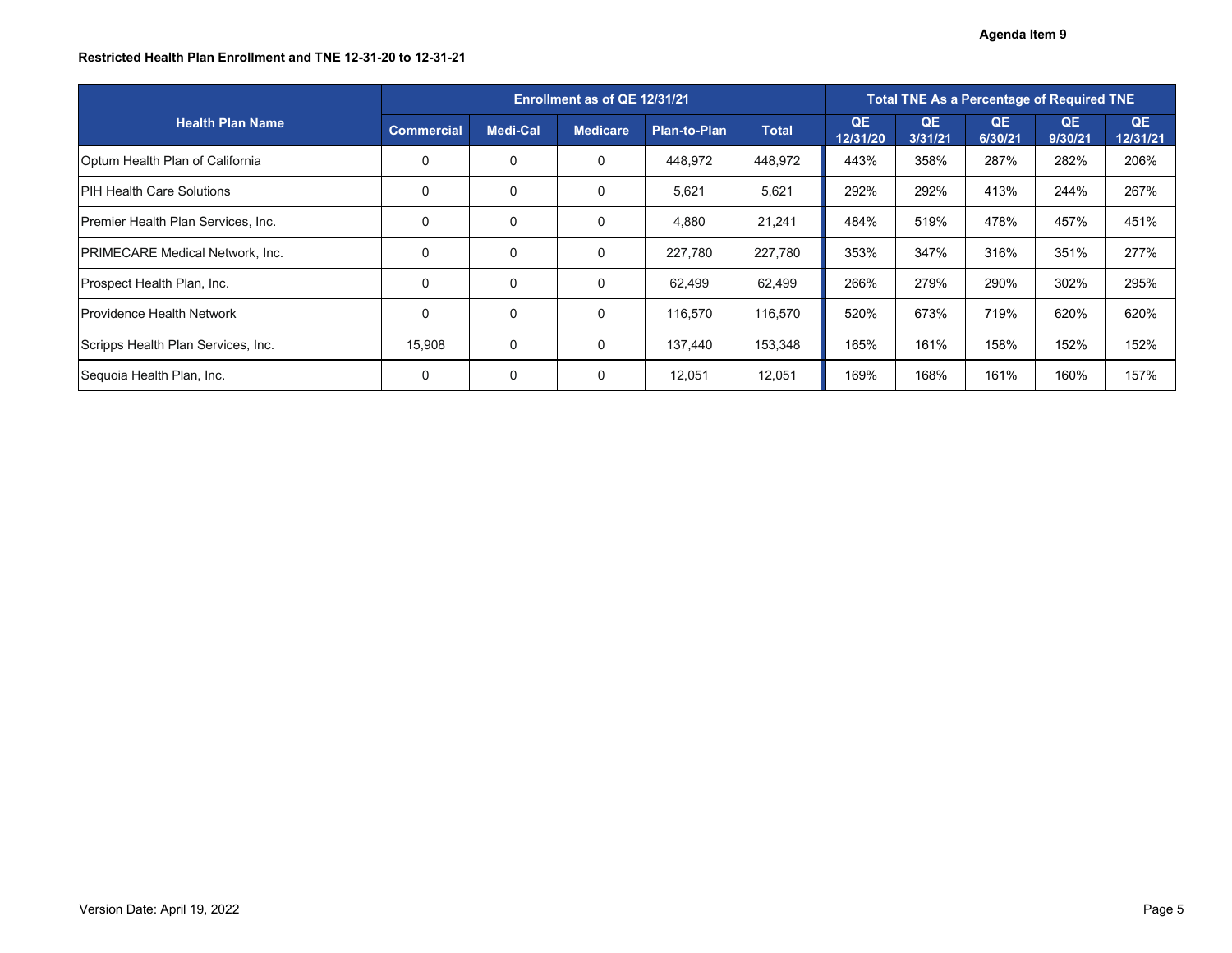**Restricted Health Plan Enrollment and TNE 12-31-20 to 12-31-21**

| Health Plan Name | Enrollment as of QE 12/31/21 | | | | | Total TNE As a Percentage of Required TNE | | | | |
|---|---|---|---|---|---|---|---|---|---|---|
| | Commercial | Medi-Cal | Medicare | Plan-to-Plan | Total | QE 12/31/20 | QE 3/31/21 | QE 6/30/21 | QE 9/30/21 | QE 12/31/21 |
| Optum Health Plan of California | 0 | 0 | 0 | 448,972 | 448,972 | 443% | 358% | 287% | 282% | 206% |
| PIH Health Care Solutions | 0 | 0 | 0 | 5,621 | 5,621 | 292% | 292% | 413% | 244% | 267% |
| Premier Health Plan Services, Inc. | 0 | 0 | 0 | 4,880 | 21,241 | 484% | 519% | 478% | 457% | 451% |
| PRIMECARE Medical Network, Inc. | 0 | 0 | 0 | 227,780 | 227,780 | 353% | 347% | 316% | 351% | 277% |
| Prospect Health Plan, Inc. | 0 | 0 | 0 | 62,499 | 62,499 | 266% | 279% | 290% | 302% | 295% |
| Providence Health Network | 0 | 0 | 0 | 116,570 | 116,570 | 520% | 673% | 719% | 620% | 620% |
| Scripps Health Plan Services, Inc. | 15,908 | 0 | 0 | 137,440 | 153,348 | 165% | 161% | 158% | 152% | 152% |
| Sequoia Health Plan, Inc. | 0 | 0 | 0 | 12,051 | 12,051 | 169% | 168% | 161% | 160% | 157% |

Version Date: April 19, 2022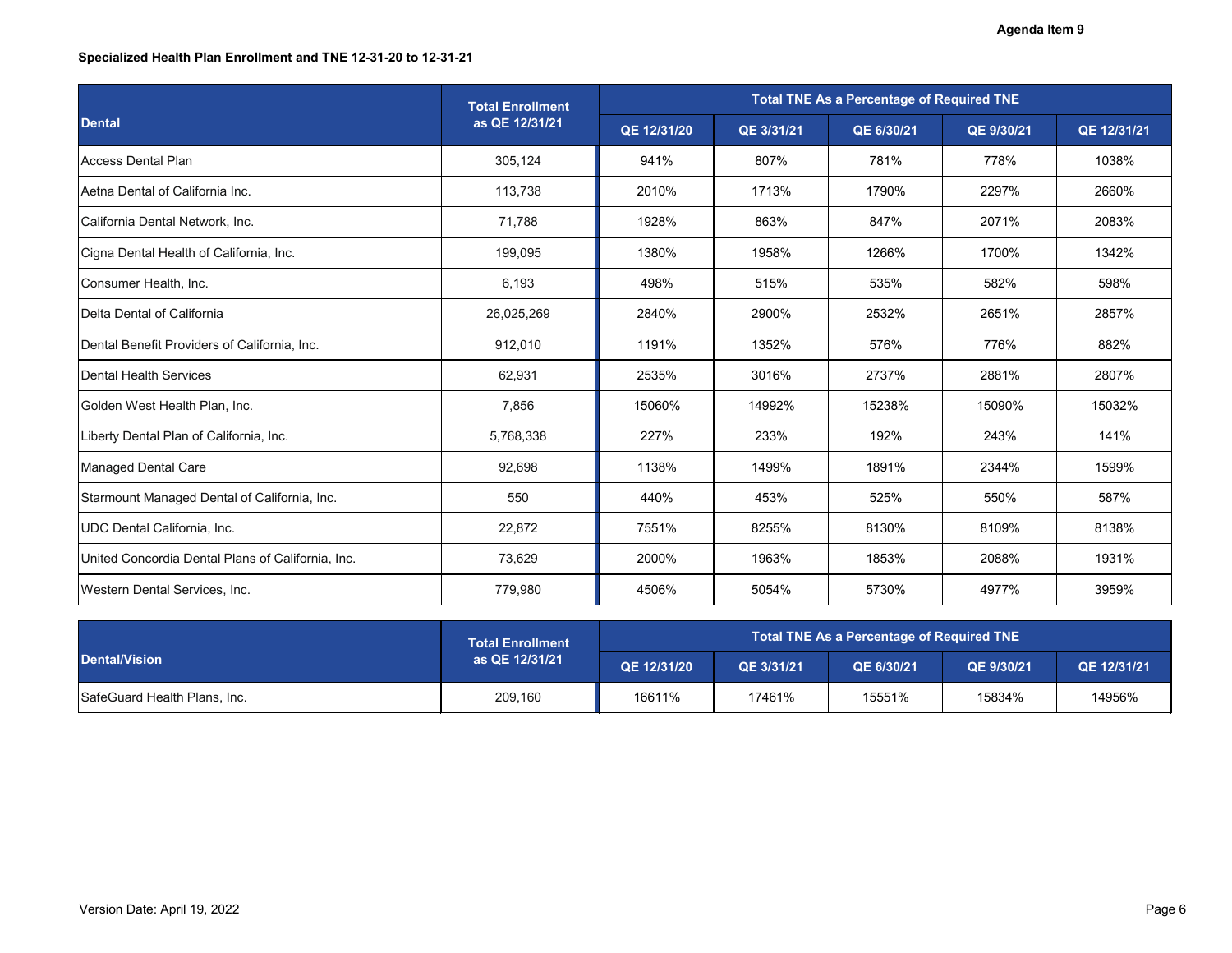Agenda Item 9

**Specialized Health Plan Enrollment and TNE 12-31-20 to 12-31-21**

| Dental | Total Enrollment as QE 12/31/21 | Total TNE As a Percentage of Required TNE | | | | |
|---|---|---|---|---|---|---|
| | | QE 12/31/20 | QE 3/31/21 | QE 6/30/21 | QE 9/30/21 | QE 12/31/21 |
| Access Dental Plan | 305,124 | 941% | 807% | 781% | 778% | 1038% |
| Aetna Dental of California Inc. | 113,738 | 2010% | 1713% | 1790% | 2297% | 2660% |
| California Dental Network, Inc. | 71,788 | 1928% | 863% | 847% | 2071% | 2083% |
| Cigna Dental Health of California, Inc. | 199,095 | 1380% | 1958% | 1266% | 1700% | 1342% |
| Consumer Health, Inc. | 6,193 | 498% | 515% | 535% | 582% | 598% |
| Delta Dental of California | 26,025,269 | 2840% | 2900% | 2532% | 2651% | 2857% |
| Dental Benefit Providers of California, Inc. | 912,010 | 1191% | 1352% | 576% | 776% | 882% |
| Dental Health Services | 62,931 | 2535% | 3016% | 2737% | 2881% | 2807% |
| Golden West Health Plan, Inc. | 7,856 | 15060% | 14992% | 15238% | 15090% | 15032% |
| Liberty Dental Plan of California, Inc. | 5,768,338 | 227% | 233% | 192% | 243% | 141% |
| Managed Dental Care | 92,698 | 1138% | 1499% | 1891% | 2344% | 1599% |
| Starmount Managed Dental of California, Inc. | 550 | 440% | 453% | 525% | 550% | 587% |
| UDC Dental California, Inc. | 22,872 | 7551% | 8255% | 8130% | 8109% | 8138% |
| United Concordia Dental Plans of California, Inc. | 73,629 | 2000% | 1963% | 1853% | 2088% | 1931% |
| Western Dental Services, Inc. | 779,980 | 4506% | 5054% | 5730% | 4977% | 3959% |

| Dental/Vision | Total Enrollment as QE 12/31/21 | Total TNE As a Percentage of Required TNE | | | | |
|---|---|---|---|---|---|---|
| | | QE 12/31/20 | QE 3/31/21 | QE 6/30/21 | QE 9/30/21 | QE 12/31/21 |
| SafeGuard Health Plans, Inc. | 209,160 | 16611% | 17461% | 15551% | 15834% | 14956% |

Version Date: April 19, 2022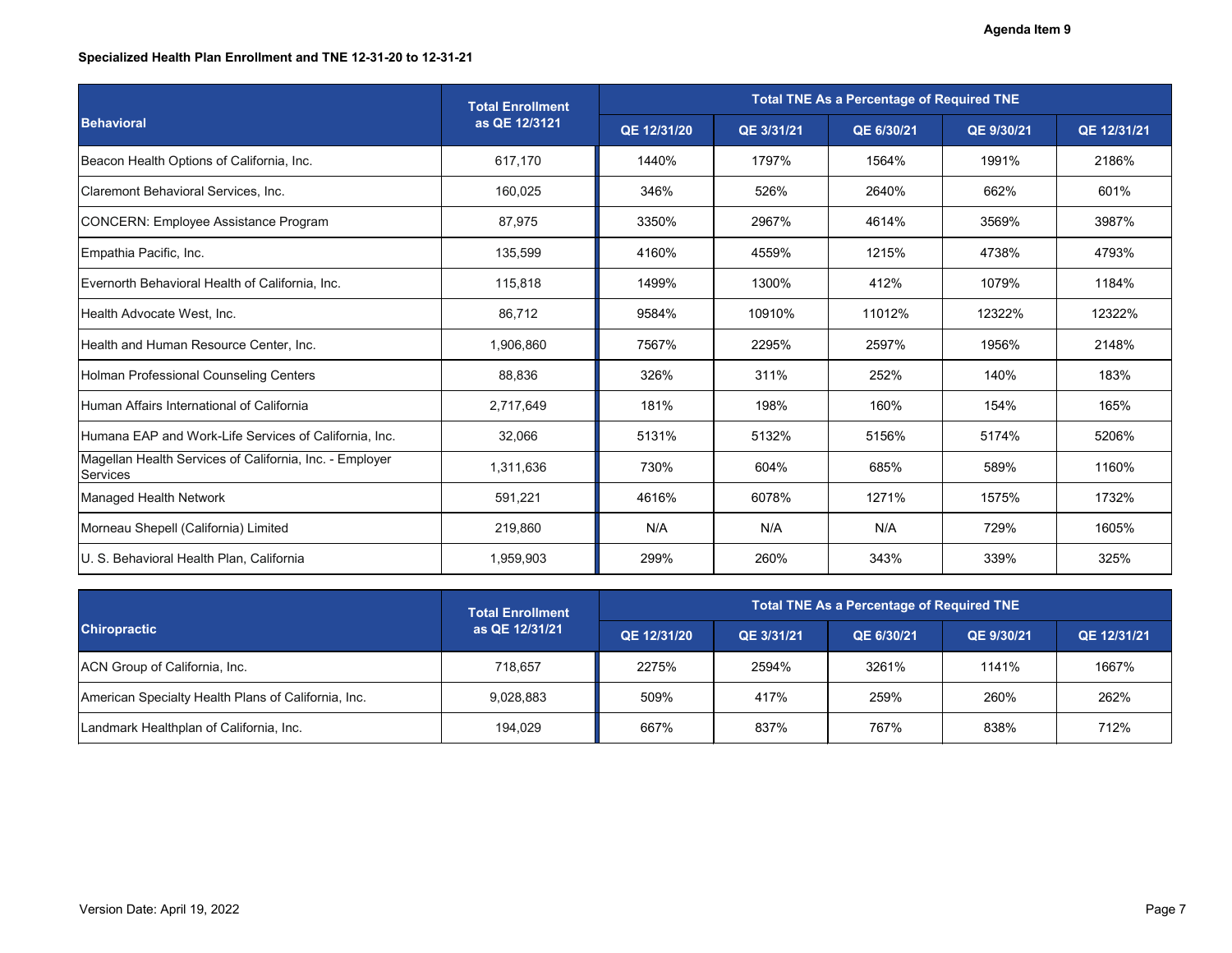Agenda Item 9

**Specialized Health Plan Enrollment and TNE 12-31-20 to 12-31-21**

| Behavioral | Total Enrollment as QE 12/3121 | Total TNE As a Percentage of Required TNE | | | | |
|---|---|---|---|---|---|---|
| | | QE 12/31/20 | QE 3/31/21 | QE 6/30/21 | QE 9/30/21 | QE 12/31/21 |
| Beacon Health Options of California, Inc. | 617,170 | 1440% | 1797% | 1564% | 1991% | 2186% |
| Claremont Behavioral Services, Inc. | 160,025 | 346% | 526% | 2640% | 662% | 601% |
| CONCERN: Employee Assistance Program | 87,975 | 3350% | 2967% | 4614% | 3569% | 3987% |
| Empathia Pacific, Inc. | 135,599 | 4160% | 4559% | 1215% | 4738% | 4793% |
| Evernorth Behavioral Health of California, Inc. | 115,818 | 1499% | 1300% | 412% | 1079% | 1184% |
| Health Advocate West, Inc. | 86,712 | 9584% | 10910% | 11012% | 12322% | 12322% |
| Health and Human Resource Center, Inc. | 1,906,860 | 7567% | 2295% | 2597% | 1956% | 2148% |
| Holman Professional Counseling Centers | 88,836 | 326% | 311% | 252% | 140% | 183% |
| Human Affairs International of California | 2,717,649 | 181% | 198% | 160% | 154% | 165% |
| Humana EAP and Work-Life Services of California, Inc. | 32,066 | 5131% | 5132% | 5156% | 5174% | 5206% |
| Magellan Health Services of California, Inc. - Employer Services | 1,311,636 | 730% | 604% | 685% | 589% | 1160% |
| Managed Health Network | 591,221 | 4616% | 6078% | 1271% | 1575% | 1732% |
| Morneau Shepell (California) Limited | 219,860 | N/A | N/A | N/A | 729% | 1605% |
| U. S. Behavioral Health Plan, California | 1,959,903 | 299% | 260% | 343% | 339% | 325% |

| Chiropractic | Total Enrollment as QE 12/31/21 | Total TNE As a Percentage of Required TNE | | | | |
|---|---|---|---|---|---|---|
| | | QE 12/31/20 | QE 3/31/21 | QE 6/30/21 | QE 9/30/21 | QE 12/31/21 |
| ACN Group of California, Inc. | 718,657 | 2275% | 2594% | 3261% | 1141% | 1667% |
| American Specialty Health Plans of California, Inc. | 9,028,883 | 509% | 417% | 259% | 260% | 262% |
| Landmark Healthplan of California, Inc. | 194,029 | 667% | 837% | 767% | 838% | 712% |

Version Date: April 19, 2022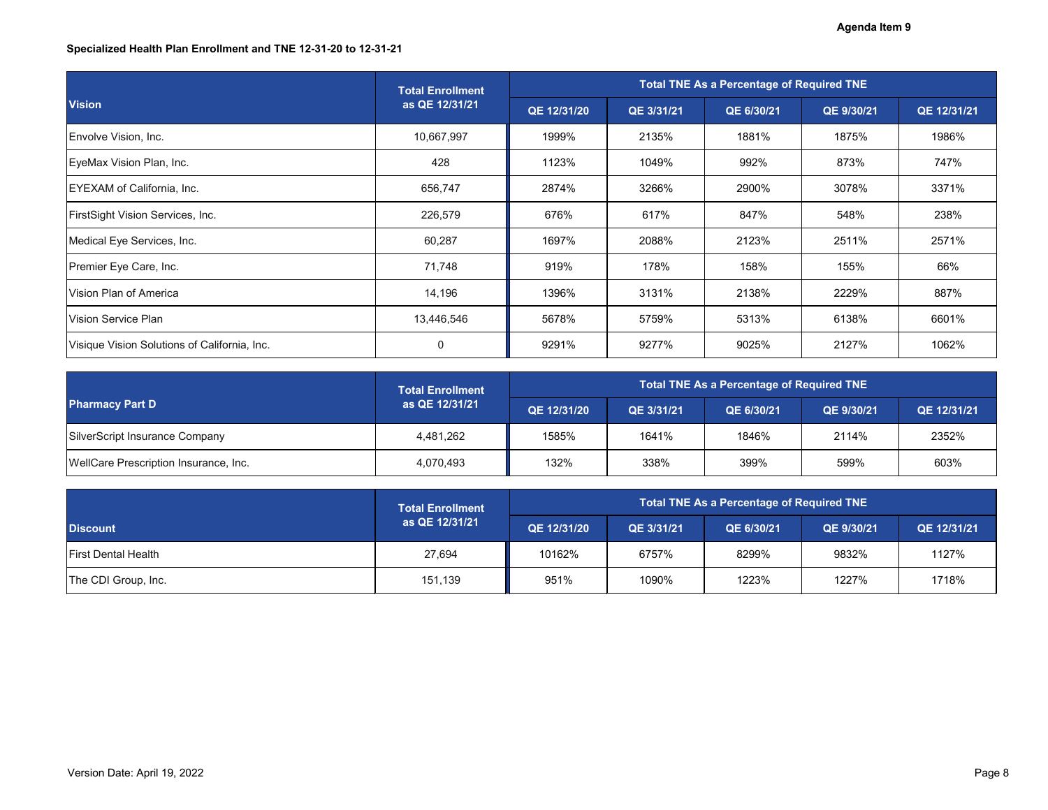Agenda Item 9

**Specialized Health Plan Enrollment and TNE 12-31-20 to 12-31-21**

| Vision | Total Enrollment as QE 12/31/21 | Total TNE As a Percentage of Required TNE | | | | |
|---|---|---|---|---|---|---|
| | | QE 12/31/20 | QE 3/31/21 | QE 6/30/21 | QE 9/30/21 | QE 12/31/21 |
| Envolve Vision, Inc. | 10,667,997 | 1999% | 2135% | 1881% | 1875% | 1986% |
| EyeMax Vision Plan, Inc. | 428 | 1123% | 1049% | 992% | 873% | 747% |
| EYEXAM of California, Inc. | 656,747 | 2874% | 3266% | 2900% | 3078% | 3371% |
| FirstSight Vision Services, Inc. | 226,579 | 676% | 617% | 847% | 548% | 238% |
| Medical Eye Services, Inc. | 60,287 | 1697% | 2088% | 2123% | 2511% | 2571% |
| Premier Eye Care, Inc. | 71,748 | 919% | 178% | 158% | 155% | 66% |
| Vision Plan of America | 14,196 | 1396% | 3131% | 2138% | 2229% | 887% |
| Vision Service Plan | 13,446,546 | 5678% | 5759% | 5313% | 6138% | 6601% |
| Visique Vision Solutions of California, Inc. | 0 | 9291% | 9277% | 9025% | 2127% | 1062% |

| Pharmacy Part D | Total Enrollment as QE 12/31/21 | Total TNE As a Percentage of Required TNE | | | | |
|---|---|---|---|---|---|---|
| | | QE 12/31/20 | QE 3/31/21 | QE 6/30/21 | QE 9/30/21 | QE 12/31/21 |
| SilverScript Insurance Company | 4,481,262 | 1585% | 1641% | 1846% | 2114% | 2352% |
| WellCare Prescription Insurance, Inc. | 4,070,493 | 132% | 338% | 399% | 599% | 603% |

| Discount | Total Enrollment as QE 12/31/21 | Total TNE As a Percentage of Required TNE | | | | |
|---|---|---|---|---|---|---|
| | | QE 12/31/20 | QE 3/31/21 | QE 6/30/21 | QE 9/30/21 | QE 12/31/21 |
| First Dental Health | 27,694 | 10162% | 6757% | 8299% | 9832% | 1127% |
| The CDI Group, Inc. | 151,139 | 951% | 1090% | 1223% | 1227% | 1718% |

Version Date: April 19, 2022